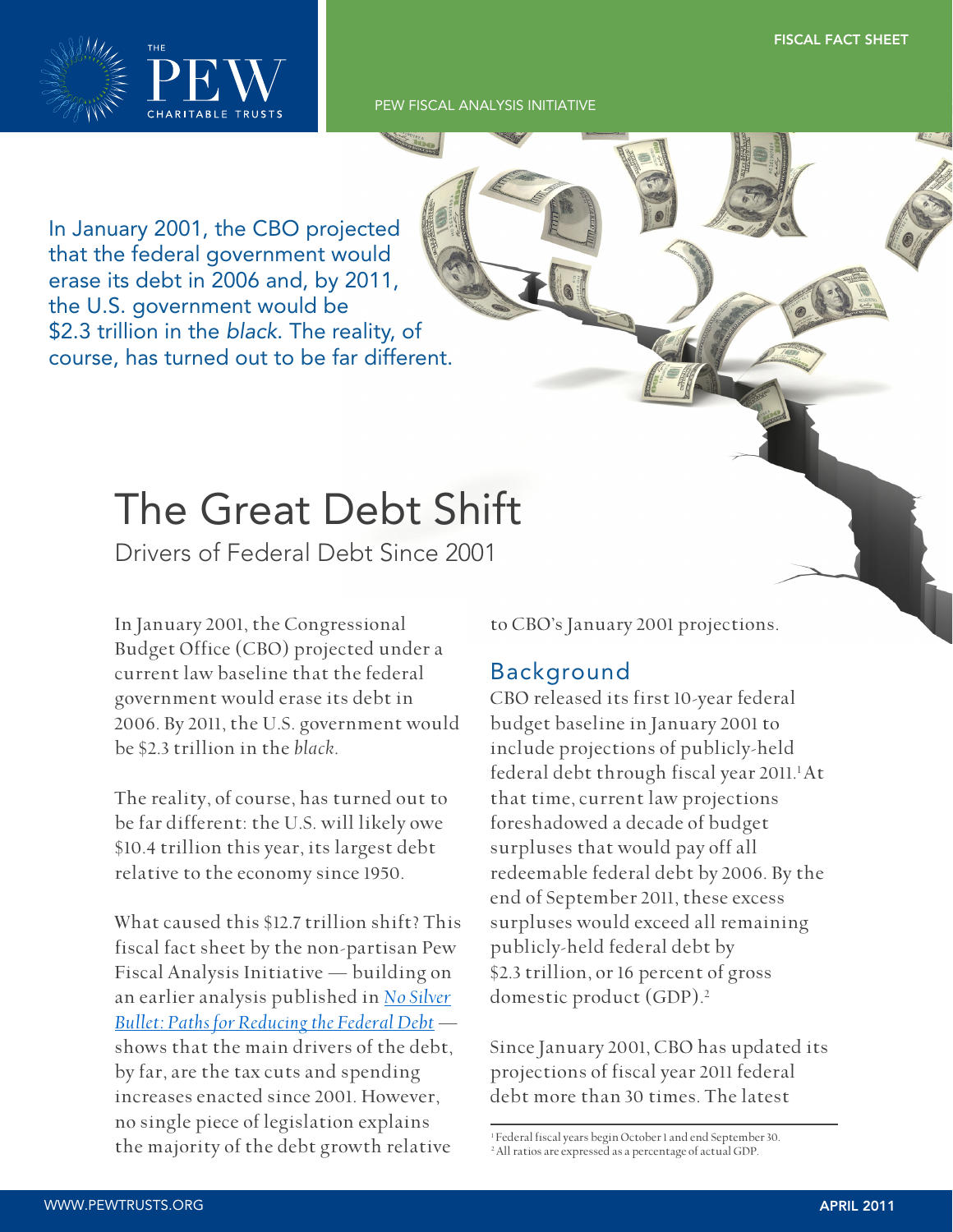FISCAL FACT SHEET

PEW FISCAL ANALYSIS INITIATIVE

In January 2001, the CBO projected that the federal government would erase its debt in 2006 and, by 2011, the U.S. government would be $2.3 trillion in the *black*. The reality, of course, has turned out to be far different.

# The Great Debt Shift

## Drivers of Federal Debt Since 2001

In January 2001, the Congressional Budget Office (CBO) projected under a current law baseline that the federal government would erase its debt in 2006. By 2011, the U.S. government would be $2.3 trillion in the *black*.

The reality, of course, has turned out to be far different: the U.S. will likely owe $10.4 trillion this year, its largest debt relative to the economy since 1950.

What caused this $12.7 trillion shift? This fiscal fact sheet by the non-partisan Pew Fiscal Analysis Initiative — building on an earlier analysis published in *No Silver Bullet: Paths for Reducing the Federal Debt* — shows that the main drivers of the debt, by far, are the tax cuts and spending increases enacted since 2001. However, no single piece of legislation explains the majority of the debt growth relative to CBO's January 2001 projections.

### Background

CBO released its first 10-year federal budget baseline in January 2001 to include projections of publicly-held federal debt through fiscal year 2011.[1] At that time, current law projections foreshadowed a decade of budget surpluses that would pay off all redeemable federal debt by 2006. By the end of September 2011, these excess surpluses would exceed all remaining publicly-held federal debt by $2.3 trillion, or 16 percent of gross domestic product (GDP).[2]

Since January 2001, CBO has updated its projections of fiscal year 2011 federal debt more than 30 times. The latest

[1] Federal fiscal years begin October 1 and end September 30.
[2] All ratios are expressed as a percentage of actual GDP.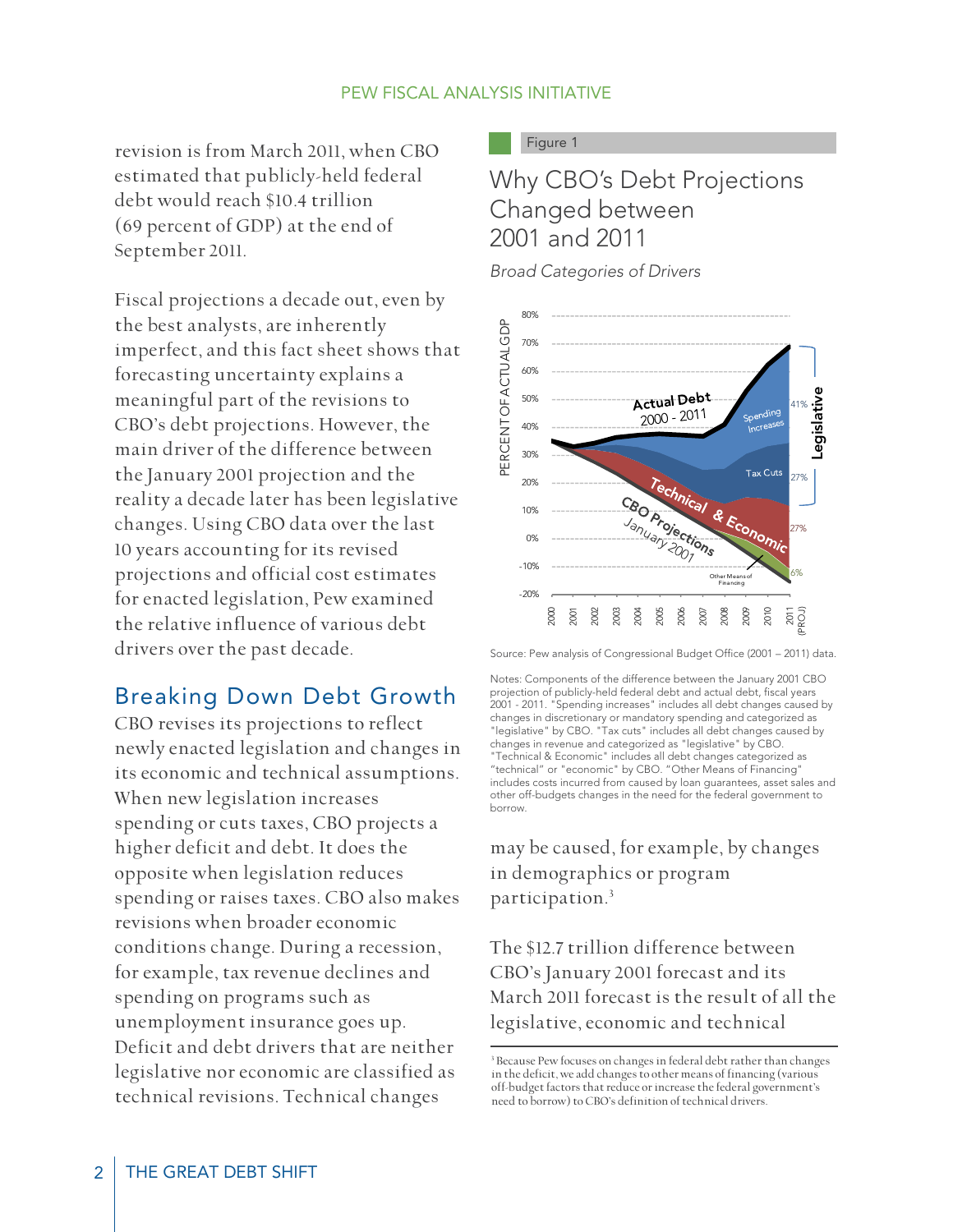revision is from March 2011, when CBO estimated that publicly-held federal debt would reach $10.4 trillion (69 percent of GDP) at the end of September 2011.

Fiscal projections a decade out, even by the best analysts, are inherently imperfect, and this fact sheet shows that forecasting uncertainty explains a meaningful part of the revisions to CBO's debt projections. However, the main driver of the difference between the January 2001 projection and the reality a decade later has been legislative changes. Using CBO data over the last 10 years accounting for its revised projections and official cost estimates for enacted legislation, Pew examined the relative influence of various debt drivers over the past decade.

## Breaking Down Debt Growth

CBO revises its projections to reflect newly enacted legislation and changes in its economic and technical assumptions. When new legislation increases spending or cuts taxes, CBO projects a higher deficit and debt. It does the opposite when legislation reduces spending or raises taxes. CBO also makes revisions when broader economic conditions change. During a recession, for example, tax revenue declines and spending on programs such as unemployment insurance goes up. Deficit and debt drivers that are neither legislative nor economic are classified as technical revisions. Technical changes may be caused, for example, by changes in demographics or program participation.[3]

The $12.7 trillion difference between CBO's January 2001 forecast and its March 2011 forecast is the result of all the legislative, economic and technical

Figure 1

### Why CBO's Debt Projections Changed between 2001 and 2011

*Broad Categories of Drivers*

Source: Pew analysis of Congressional Budget Office (2001 – 2011) data.

Notes: Components of the difference between the January 2001 CBO projection of publicly-held federal debt and actual debt, fiscal years 2001 - 2011. "Spending increases" includes all debt changes caused by changes in discretionary or mandatory spending and categorized as "legislative" by CBO. "Tax cuts" includes all debt changes caused by changes in revenue and categorized as "legislative" by CBO. "Technical & Economic" includes all debt changes categorized as "technical" or "economic" by CBO. "Other Means of Financing" includes costs incurred from caused by loan guarantees, asset sales and other off-budgets changes in the need for the federal government to borrow.

[3] Because Pew focuses on changes in federal debt rather than changes in the deficit, we add changes to other means of financing (various off-budget factors that reduce or increase the federal government's need to borrow) to CBO's definition of technical drivers.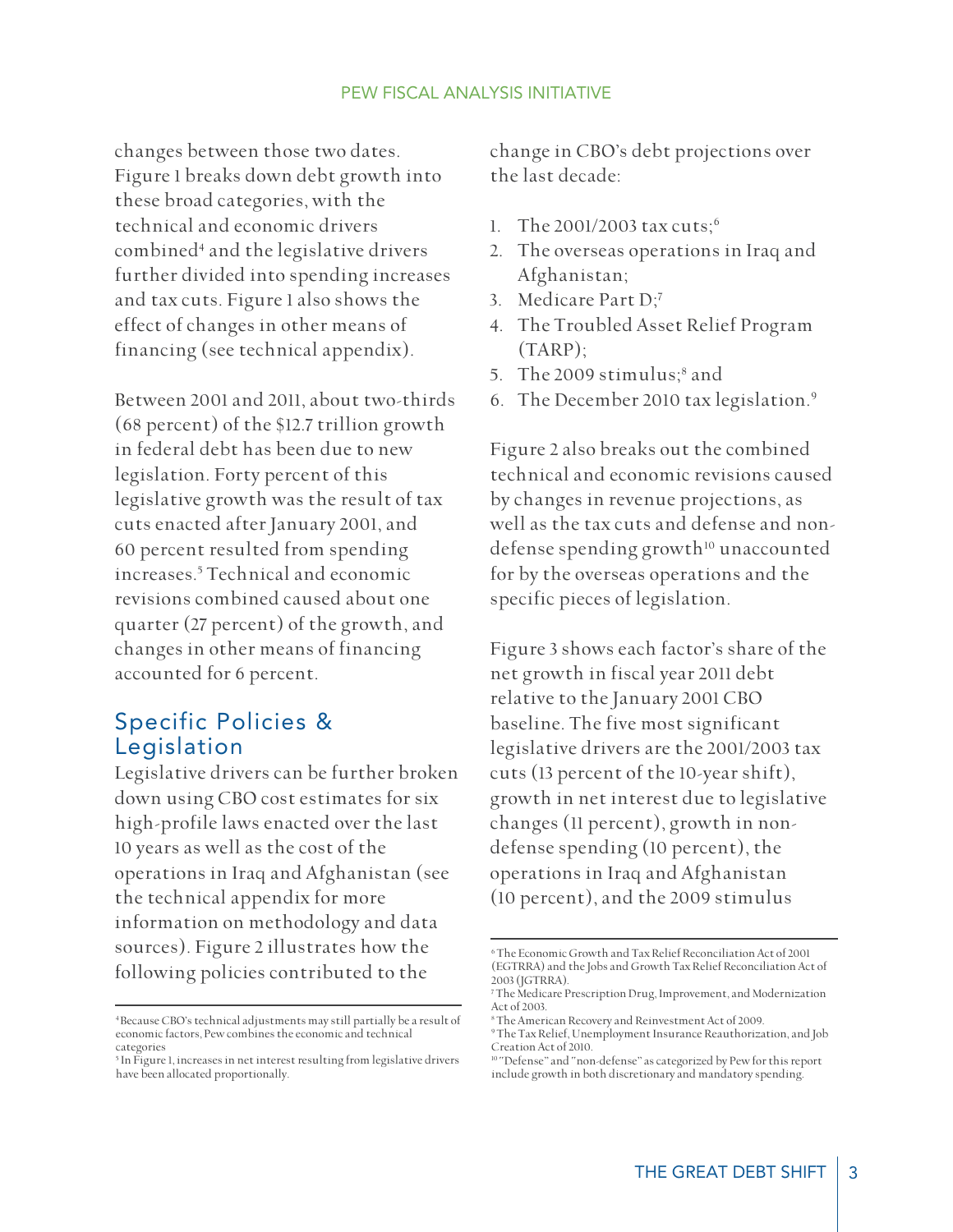changes between those two dates. Figure 1 breaks down debt growth into these broad categories, with the technical and economic drivers combined[4] and the legislative drivers further divided into spending increases and tax cuts. Figure 1 also shows the effect of changes in other means of financing (see technical appendix).

Between 2001 and 2011, about two-thirds (68 percent) of the $12.7 trillion growth in federal debt has been due to new legislation. Forty percent of this legislative growth was the result of tax cuts enacted after January 2001, and 60 percent resulted from spending increases.[5] Technical and economic revisions combined caused about one quarter (27 percent) of the growth, and changes in other means of financing accounted for 6 percent.

## Specific Policies & Legislation

Legislative drivers can be further broken down using CBO cost estimates for six high-profile laws enacted over the last 10 years as well as the cost of the operations in Iraq and Afghanistan (see the technical appendix for more information on methodology and data sources). Figure 2 illustrates how the following policies contributed to the change in CBO's debt projections over the last decade:

1. The 2001/2003 tax cuts;[6]
2. The overseas operations in Iraq and Afghanistan;
3. Medicare Part D;[7]
4. The Troubled Asset Relief Program (TARP);
5. The 2009 stimulus;[8] and
6. The December 2010 tax legislation.[9]

Figure 2 also breaks out the combined technical and economic revisions caused by changes in revenue projections, as well as the tax cuts and defense and non-defense spending growth[10] unaccounted for by the overseas operations and the specific pieces of legislation.

Figure 3 shows each factor's share of the net growth in fiscal year 2011 debt relative to the January 2001 CBO baseline. The five most significant legislative drivers are the 2001/2003 tax cuts (13 percent of the 10-year shift), growth in net interest due to legislative changes (11 percent), growth in non-defense spending (10 percent), the operations in Iraq and Afghanistan (10 percent), and the 2009 stimulus

---

[4] Because CBO's technical adjustments may still partially be a result of economic factors, Pew combines the economic and technical categories

[5] In Figure 1, increases in net interest resulting from legislative drivers have been allocated proportionally.

[6] The Economic Growth and Tax Relief Reconciliation Act of 2001 (EGTRRA) and the Jobs and Growth Tax Relief Reconciliation Act of 2003 (JGTRRA).

[7] The Medicare Prescription Drug, Improvement, and Modernization Act of 2003.

[8] The American Recovery and Reinvestment Act of 2009.

[9] The Tax Relief, Unemployment Insurance Reauthorization, and Job Creation Act of 2010.

[10] "Defense" and "non-defense" as categorized by Pew for this report include growth in both discretionary and mandatory spending.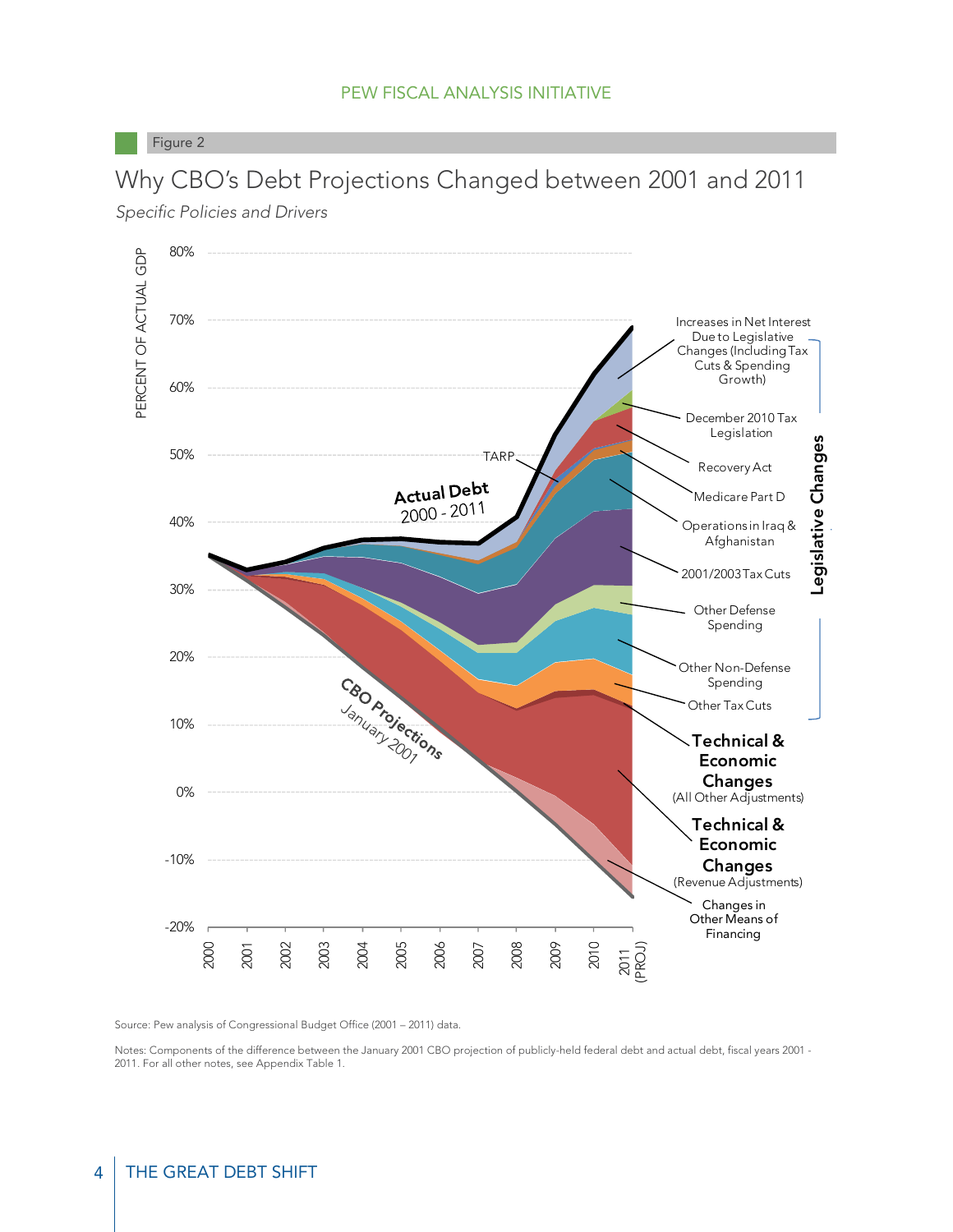Figure 2

## Why CBO's Debt Projections Changed between 2001 and 2011

*Specific Policies and Drivers*

Source: Pew analysis of Congressional Budget Office (2001 – 2011) data.

Notes: Components of the difference between the January 2001 CBO projection of publicly-held federal debt and actual debt, fiscal years 2001 - 2011. For all other notes, see Appendix Table 1.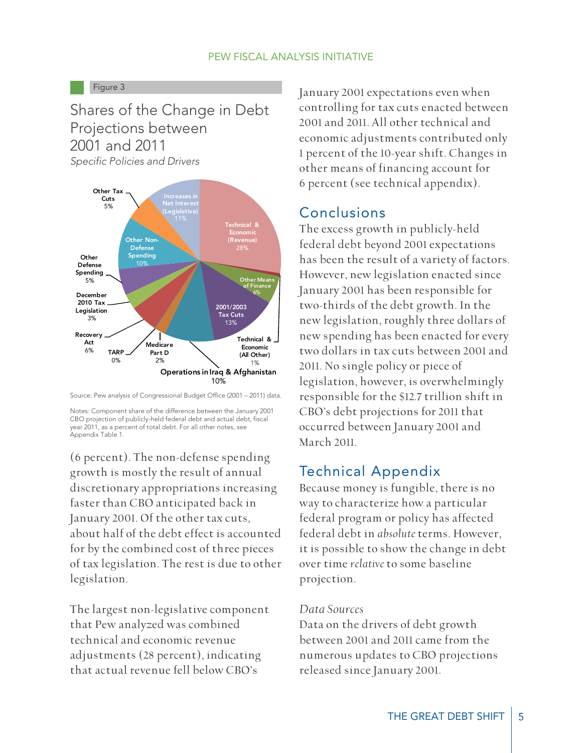Figure 3

## Shares of the Change in Debt Projections between 2001 and 2011

*Specific Policies and Drivers*

Technical & Economic (Revenue) 28%
Other Means of Finance 6%
2001/2003 Tax Cuts 13%
Technical & Economic (All Other) 1%
Operations in Iraq & Afghanistan 10%
Medicare Part D 2%
TARP 0%
Recovery Act 6%
December 2010 Tax Legislation 3%
Other Defense Spending 5%
Other Non-Defense Spending 10%
Other Tax Cuts 5%
Increases in Net Interest (Legislative) 11%

Source: Pew analysis of Congressional Budget Office (2001 – 2011) data.

Notes: Component share of the difference between the January 2001 CBO projection of publicly-held federal debt and actual debt, fiscal year 2011, as a percent of total debt. For all other notes, see Appendix Table 1.

(6 percent). The non-defense spending growth is mostly the result of annual discretionary appropriations increasing faster than CBO anticipated back in January 2001. Of the other tax cuts, about half of the debt effect is accounted for by the combined cost of three pieces of tax legislation. The rest is due to other legislation.

The largest non-legislative component that Pew analyzed was combined technical and economic revenue adjustments (28 percent), indicating that actual revenue fell below CBO's January 2001 expectations even when controlling for tax cuts enacted between 2001 and 2011. All other technical and economic adjustments contributed only 1 percent of the 10-year shift. Changes in other means of financing account for 6 percent (see technical appendix).

## Conclusions

The excess growth in publicly-held federal debt beyond 2001 expectations has been the result of a variety of factors. However, new legislation enacted since January 2001 has been responsible for two-thirds of the debt growth. In the new legislation, roughly three dollars of new spending has been enacted for every two dollars in tax cuts between 2001 and 2011. No single policy or piece of legislation, however, is overwhelmingly responsible for the $12.7 trillion shift in CBO's debt projections for 2011 that occurred between January 2001 and March 2011.

## Technical Appendix

Because money is fungible, there is no way to characterize how a particular federal program or policy has affected federal debt in *absolute* terms. However, it is possible to show the change in debt over time *relative* to some baseline projection.

*Data Sources*

Data on the drivers of debt growth between 2001 and 2011 came from the numerous updates to CBO projections released since January 2001.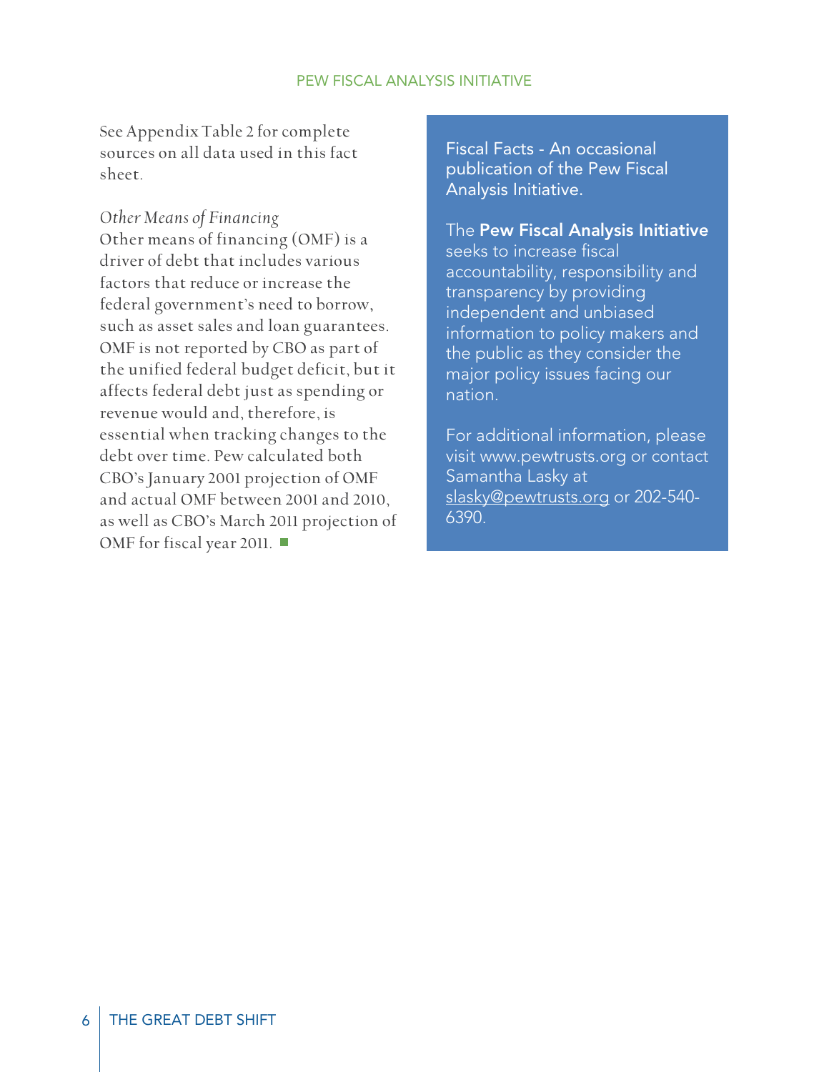See Appendix Table 2 for complete sources on all data used in this fact sheet.

*Other Means of Financing*

Other means of financing (OMF) is a driver of debt that includes various factors that reduce or increase the federal government's need to borrow, such as asset sales and loan guarantees. OMF is not reported by CBO as part of the unified federal budget deficit, but it affects federal debt just as spending or revenue would and, therefore, is essential when tracking changes to the debt over time. Pew calculated both CBO's January 2001 projection of OMF and actual OMF between 2001 and 2010, as well as CBO's March 2011 projection of OMF for fiscal year 2011.

Fiscal Facts - An occasional publication of the Pew Fiscal Analysis Initiative.

The **Pew Fiscal Analysis Initiative** seeks to increase fiscal accountability, responsibility and transparency by providing independent and unbiased information to policy makers and the public as they consider the major policy issues facing our nation.

For additional information, please visit www.pewtrusts.org or contact Samantha Lasky at slasky@pewtrusts.org or 202-540-6390.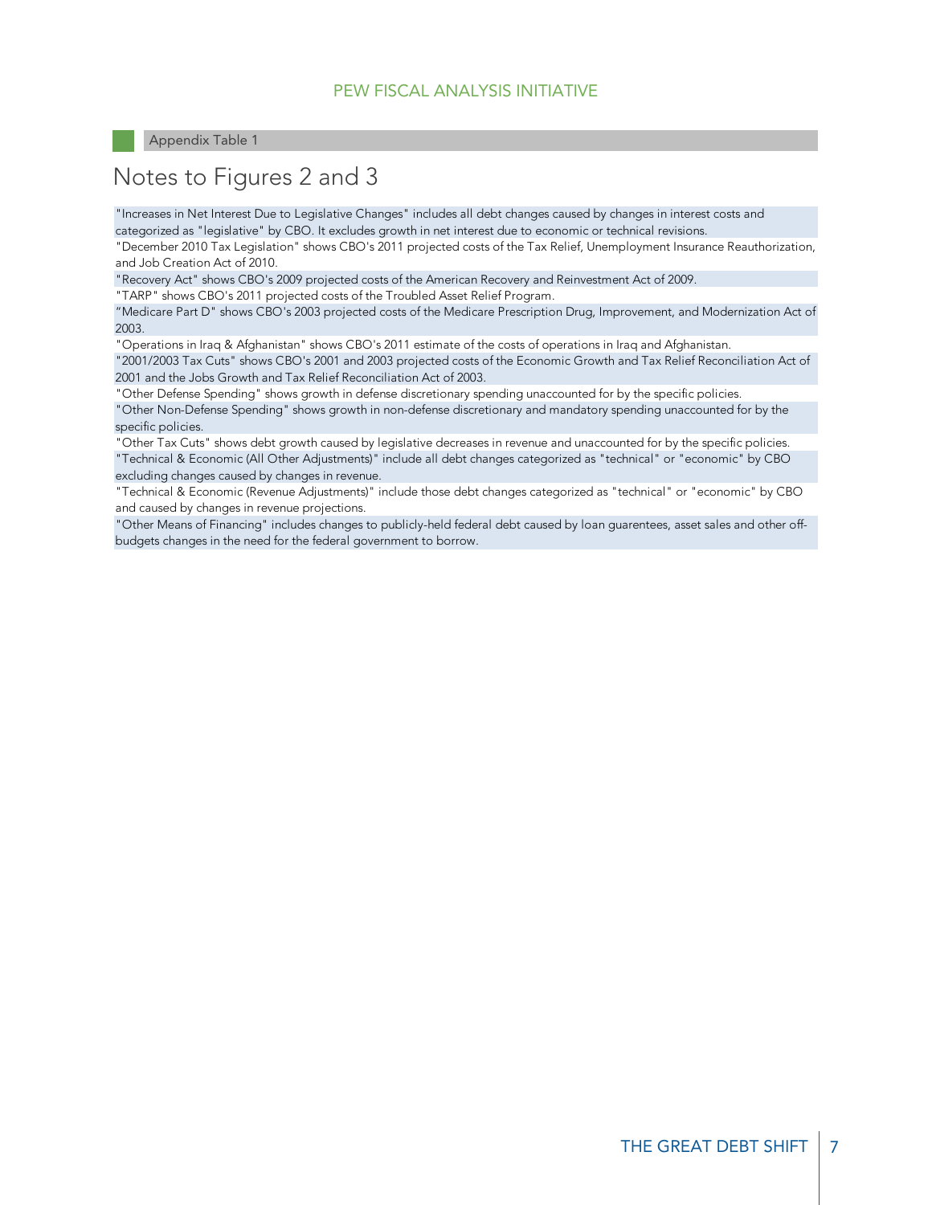Appendix Table 1

# Notes to Figures 2 and 3

"Increases in Net Interest Due to Legislative Changes" includes all debt changes caused by changes in interest costs and categorized as "legislative" by CBO. It excludes growth in net interest due to economic or technical revisions.

"December 2010 Tax Legislation" shows CBO's 2011 projected costs of the Tax Relief, Unemployment Insurance Reauthorization, and Job Creation Act of 2010.

"Recovery Act" shows CBO's 2009 projected costs of the American Recovery and Reinvestment Act of 2009.

"TARP" shows CBO's 2011 projected costs of the Troubled Asset Relief Program.

"Medicare Part D" shows CBO's 2003 projected costs of the Medicare Prescription Drug, Improvement, and Modernization Act of 2003.

"Operations in Iraq & Afghanistan" shows CBO's 2011 estimate of the costs of operations in Iraq and Afghanistan.

"2001/2003 Tax Cuts" shows CBO's 2001 and 2003 projected costs of the Economic Growth and Tax Relief Reconciliation Act of 2001 and the Jobs Growth and Tax Relief Reconciliation Act of 2003.

"Other Defense Spending" shows growth in defense discretionary spending unaccounted for by the specific policies.

"Other Non-Defense Spending" shows growth in non-defense discretionary and mandatory spending unaccounted for by the specific policies.

"Other Tax Cuts" shows debt growth caused by legislative decreases in revenue and unaccounted for by the specific policies.

"Technical & Economic (All Other Adjustments)" include all debt changes categorized as "technical" or "economic" by CBO excluding changes caused by changes in revenue.

"Technical & Economic (Revenue Adjustments)" include those debt changes categorized as "technical" or "economic" by CBO and caused by changes in revenue projections.

"Other Means of Financing" includes changes to publicly-held federal debt caused by loan guarentees, asset sales and other off-budgets changes in the need for the federal government to borrow.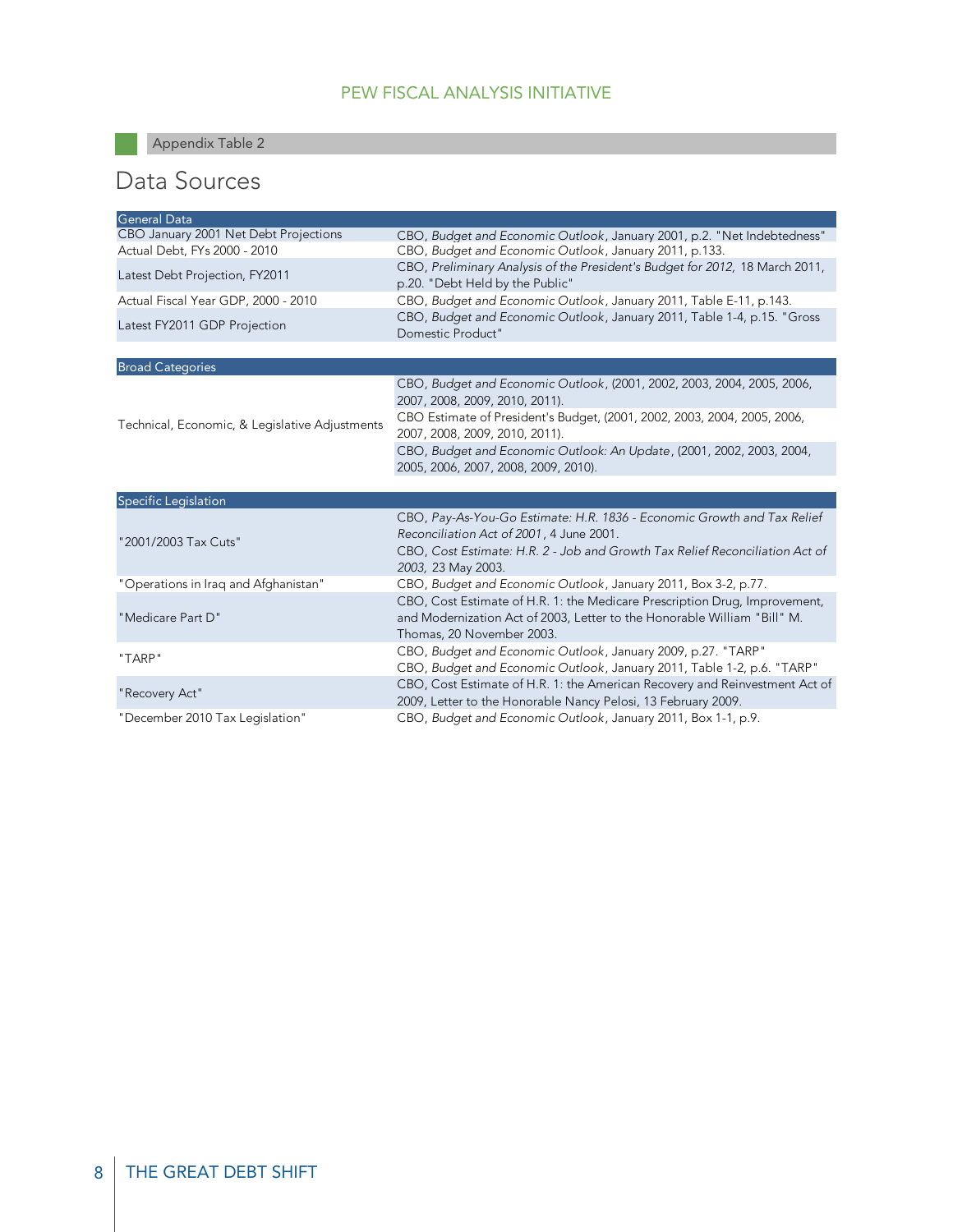Appendix Table 2

## Data Sources

| General Data | |
|---|---|
| CBO January 2001 Net Debt Projections | CBO, *Budget and Economic Outlook*, January 2001, p.2. "Net Indebtedness" |
| Actual Debt, FYs 2000 - 2010 | CBO, *Budget and Economic Outlook*, January 2011, p.133. |
| Latest Debt Projection, FY2011 | CBO, *Preliminary Analysis of the President's Budget for 2012,* 18 March 2011, p.20. "Debt Held by the Public" |
| Actual Fiscal Year GDP, 2000 - 2010 | CBO, *Budget and Economic Outlook*, January 2011, Table E-11, p.143. |
| Latest FY2011 GDP Projection | CBO, *Budget and Economic Outlook*, January 2011, Table 1-4, p.15. "Gross Domestic Product" |

| Broad Categories | |
|---|---|
| Technical, Economic, & Legislative Adjustments | CBO, *Budget and Economic Outlook*, (2001, 2002, 2003, 2004, 2005, 2006, 2007, 2008, 2009, 2010, 2011). |
| | CBO Estimate of President's Budget, (2001, 2002, 2003, 2004, 2005, 2006, 2007, 2008, 2009, 2010, 2011). |
| | CBO, *Budget and Economic Outlook: An Update*, (2001, 2002, 2003, 2004, 2005, 2006, 2007, 2008, 2009, 2010). |

| Specific Legislation | |
|---|---|
| "2001/2003 Tax Cuts" | CBO, *Pay-As-You-Go Estimate: H.R. 1836 - Economic Growth and Tax Relief Reconciliation Act of 2001*, 4 June 2001. CBO, *Cost Estimate: H.R. 2 - Job and Growth Tax Relief Reconciliation Act of 2003,* 23 May 2003. |
| "Operations in Iraq and Afghanistan" | CBO, *Budget and Economic Outlook*, January 2011, Box 3-2, p.77. |
| "Medicare Part D" | CBO, Cost Estimate of H.R. 1: the Medicare Prescription Drug, Improvement, and Modernization Act of 2003, Letter to the Honorable William "Bill" M. Thomas, 20 November 2003. |
| "TARP" | CBO, *Budget and Economic Outlook*, January 2009, p.27. "TARP" CBO, *Budget and Economic Outlook*, January 2011, Table 1-2, p.6. "TARP" |
| "Recovery Act" | CBO, Cost Estimate of H.R. 1: the American Recovery and Reinvestment Act of 2009, Letter to the Honorable Nancy Pelosi, 13 February 2009. |
| "December 2010 Tax Legislation" | CBO, *Budget and Economic Outlook*, January 2011, Box 1-1, p.9. |